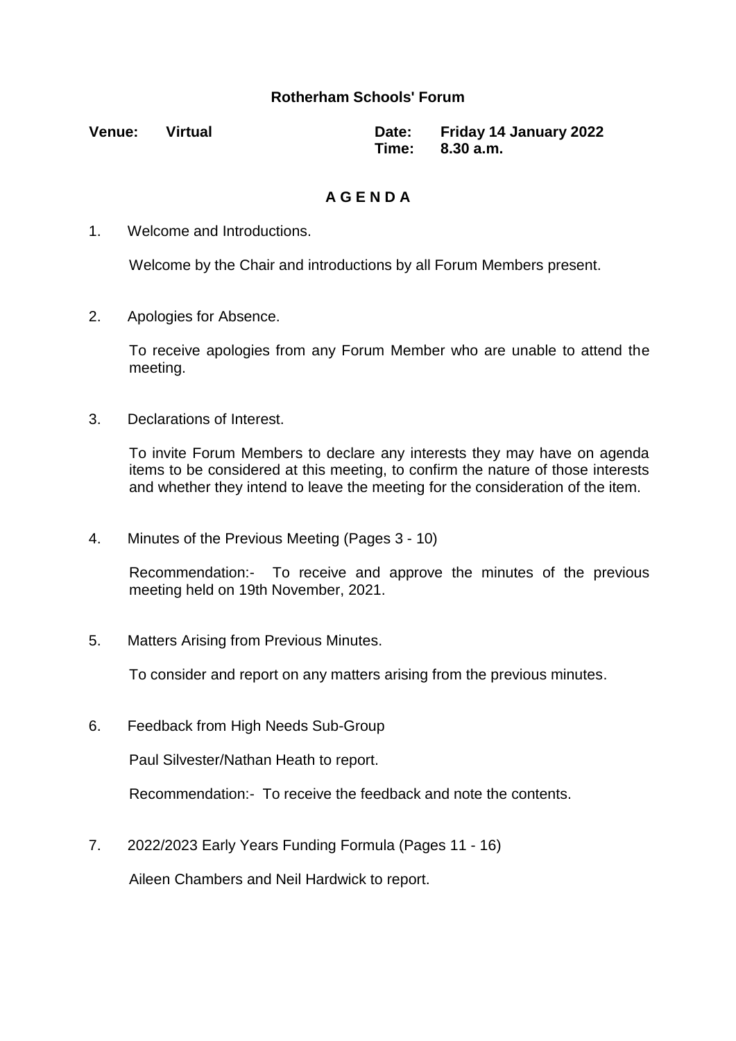# Rotherham Schools' Forum

**Venue:** **Virtual**

**Date:** **Friday 14 January 2022**
**Time:** **8.30 a.m.**

## A G E N D A

1. Welcome and Introductions.

   Welcome by the Chair and introductions by all Forum Members present.

2. Apologies for Absence.

   To receive apologies from any Forum Member who are unable to attend the meeting.

3. Declarations of Interest.

   To invite Forum Members to declare any interests they may have on agenda items to be considered at this meeting, to confirm the nature of those interests and whether they intend to leave the meeting for the consideration of the item.

4. Minutes of the Previous Meeting (Pages 3 - 10)

   Recommendation:- To receive and approve the minutes of the previous meeting held on 19th November, 2021.

5. Matters Arising from Previous Minutes.

   To consider and report on any matters arising from the previous minutes.

6. Feedback from High Needs Sub-Group

   Paul Silvester/Nathan Heath to report.

   Recommendation:- To receive the feedback and note the contents.

7. 2022/2023 Early Years Funding Formula (Pages 11 - 16)

   Aileen Chambers and Neil Hardwick to report.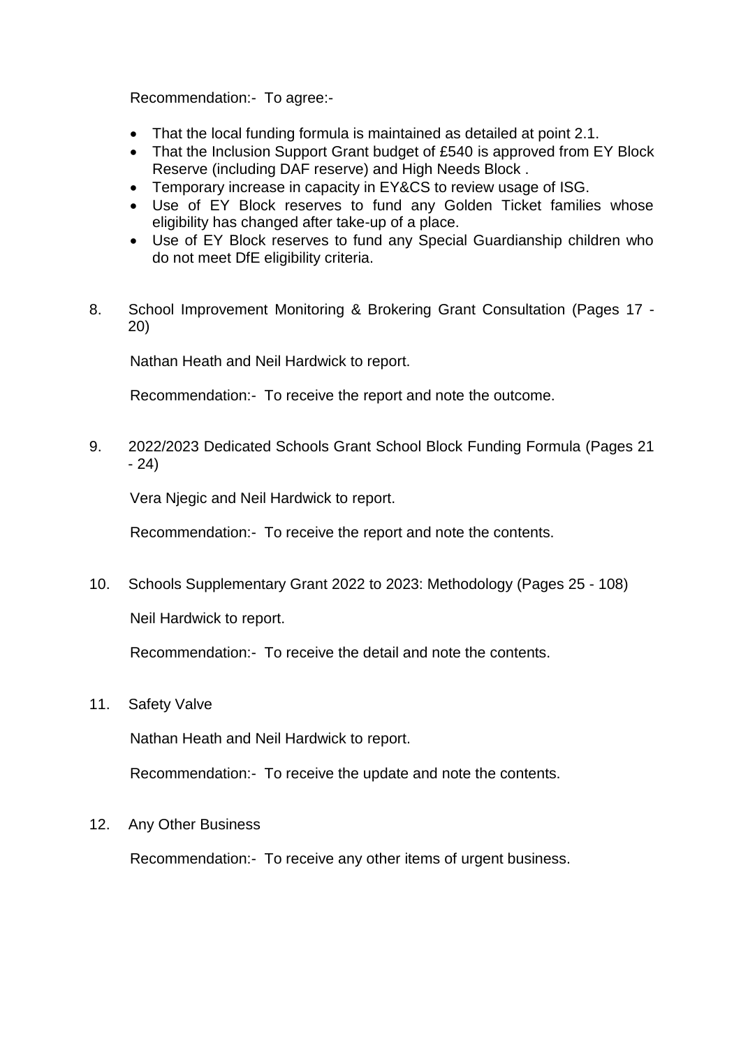Recommendation:- To agree:-

- That the local funding formula is maintained as detailed at point 2.1.
- That the Inclusion Support Grant budget of £540 is approved from EY Block Reserve (including DAF reserve) and High Needs Block .
- Temporary increase in capacity in EY&CS to review usage of ISG.
- Use of EY Block reserves to fund any Golden Ticket families whose eligibility has changed after take-up of a place.
- Use of EY Block reserves to fund any Special Guardianship children who do not meet DfE eligibility criteria.

8. School Improvement Monitoring & Brokering Grant Consultation (Pages 17 - 20)

   Nathan Heath and Neil Hardwick to report.

   Recommendation:- To receive the report and note the outcome.

9. 2022/2023 Dedicated Schools Grant School Block Funding Formula (Pages 21 - 24)

   Vera Njegic and Neil Hardwick to report.

   Recommendation:- To receive the report and note the contents.

10. Schools Supplementary Grant 2022 to 2023: Methodology (Pages 25 - 108)

    Neil Hardwick to report.

    Recommendation:- To receive the detail and note the contents.

11. Safety Valve

    Nathan Heath and Neil Hardwick to report.

    Recommendation:- To receive the update and note the contents.

12. Any Other Business

    Recommendation:- To receive any other items of urgent business.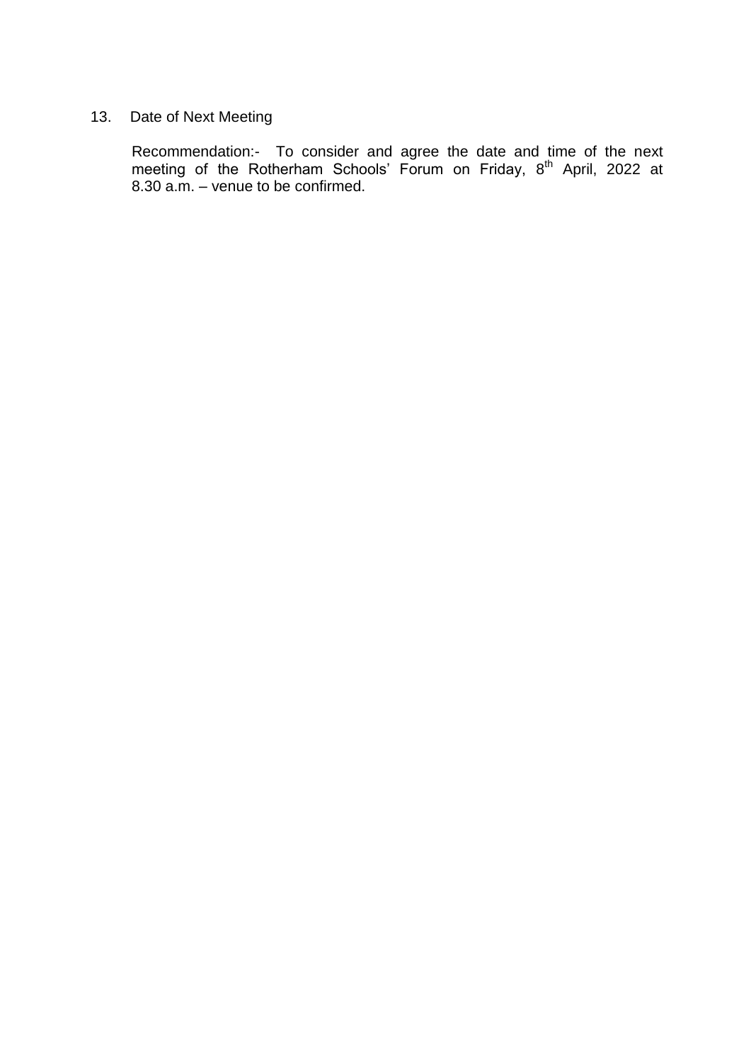13. Date of Next Meeting

Recommendation:- To consider and agree the date and time of the next meeting of the Rotherham Schools' Forum on Friday, 8th April, 2022 at 8.30 a.m. – venue to be confirmed.